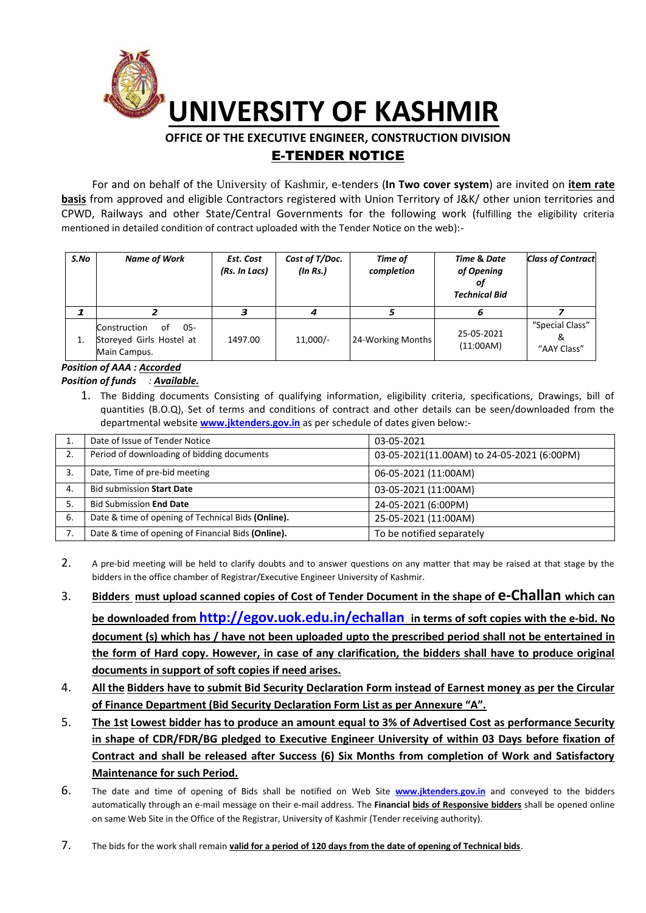# UNIVERSITY OF KASHMIR

## OFFICE OF THE EXECUTIVE ENGINEER, CONSTRUCTION DIVISION

## E-TENDER NOTICE

For and on behalf of the University of Kashmir, e-tenders (**In Two cover system**) are invited on **item rate basis** from approved and eligible Contractors registered with Union Territory of J&K/ other union territories and CPWD, Railways and other State/Central Governments for the following work (fulfilling the eligibility criteria mentioned in detailed condition of contract uploaded with the Tender Notice on the web):-

| *S.No* | *Name of Work* | *Est. Cost (Rs. In Lacs)* | *Cost of T/Doc. (In Rs.)* | *Time of completion* | *Time & Date of Opening of Technical Bid* | *Class of Contract* |
|---|---|---|---|---|---|---|
| *1* | *2* | *3* | *4* | *5* | *6* | *7* |
| 1. | Construction of 05-Storeyed Girls Hostel at Main Campus. | 1497.00 | 11,000/- | 24-Working Months | 25-05-2021 (11:00AM) | "Special Class" & "AAY Class" |

***Position of AAA :*** ***Accorded***
***Position of funds*** *:* ***Available.***

1. The Bidding documents Consisting of qualifying information, eligibility criteria, specifications, Drawings, bill of quantities (B.O.Q), Set of terms and conditions of contract and other details can be seen/downloaded from the departmental website **www.jktenders.gov.in** as per schedule of dates given below:-

| 1. | Date of Issue of Tender Notice | 03-05-2021 |
|---|---|---|
| 2. | Period of downloading of bidding documents | 03-05-2021(11.00AM) to 24-05-2021 (6:00PM) |
| 3. | Date, Time of pre-bid meeting | 06-05-2021 (11:00AM) |
| 4. | Bid submission **Start Date** | 03-05-2021 (11:00AM) |
| 5. | Bid Submission **End Date** | 24-05-2021 (6:00PM) |
| 6. | Date & time of opening of Technical Bids **(Online).** | 25-05-2021 (11:00AM) |
| 7. | Date & time of opening of Financial Bids **(Online).** | To be notified separately |

2. A pre-bid meeting will be held to clarify doubts and to answer questions on any matter that may be raised at that stage by the bidders in the office chamber of Registrar/Executive Engineer University of Kashmir.
3. **Bidders must upload scanned copies of Cost of Tender Document in the shape of e-Challan which can be downloaded from http://egov.uok.edu.in/echallan in terms of soft copies with the e-bid. No document (s) which has / have not been uploaded upto the prescribed period shall not be entertained in the form of Hard copy. However, in case of any clarification, the bidders shall have to produce original documents in support of soft copies if need arises.**
4. **All the Bidders have to submit Bid Security Declaration Form instead of Earnest money as per the Circular of Finance Department (Bid Security Declaration Form List as per Annexure "A".**
5. **The 1st Lowest bidder has to produce an amount equal to 3% of Advertised Cost as performance Security in shape of CDR/FDR/BG pledged to Executive Engineer University of within 03 Days before fixation of Contract and shall be released after Success (6) Six Months from completion of Work and Satisfactory Maintenance for such Period.**
6. The date and time of opening of Bids shall be notified on Web Site **www.jktenders.gov.in** and conveyed to the bidders automatically through an e-mail message on their e-mail address. The **Financial bids of Responsive bidders** shall be opened online on same Web Site in the Office of the Registrar, University of Kashmir (Tender receiving authority).
7. The bids for the work shall remain **valid for a period of 120 days from the date of opening of Technical bids**.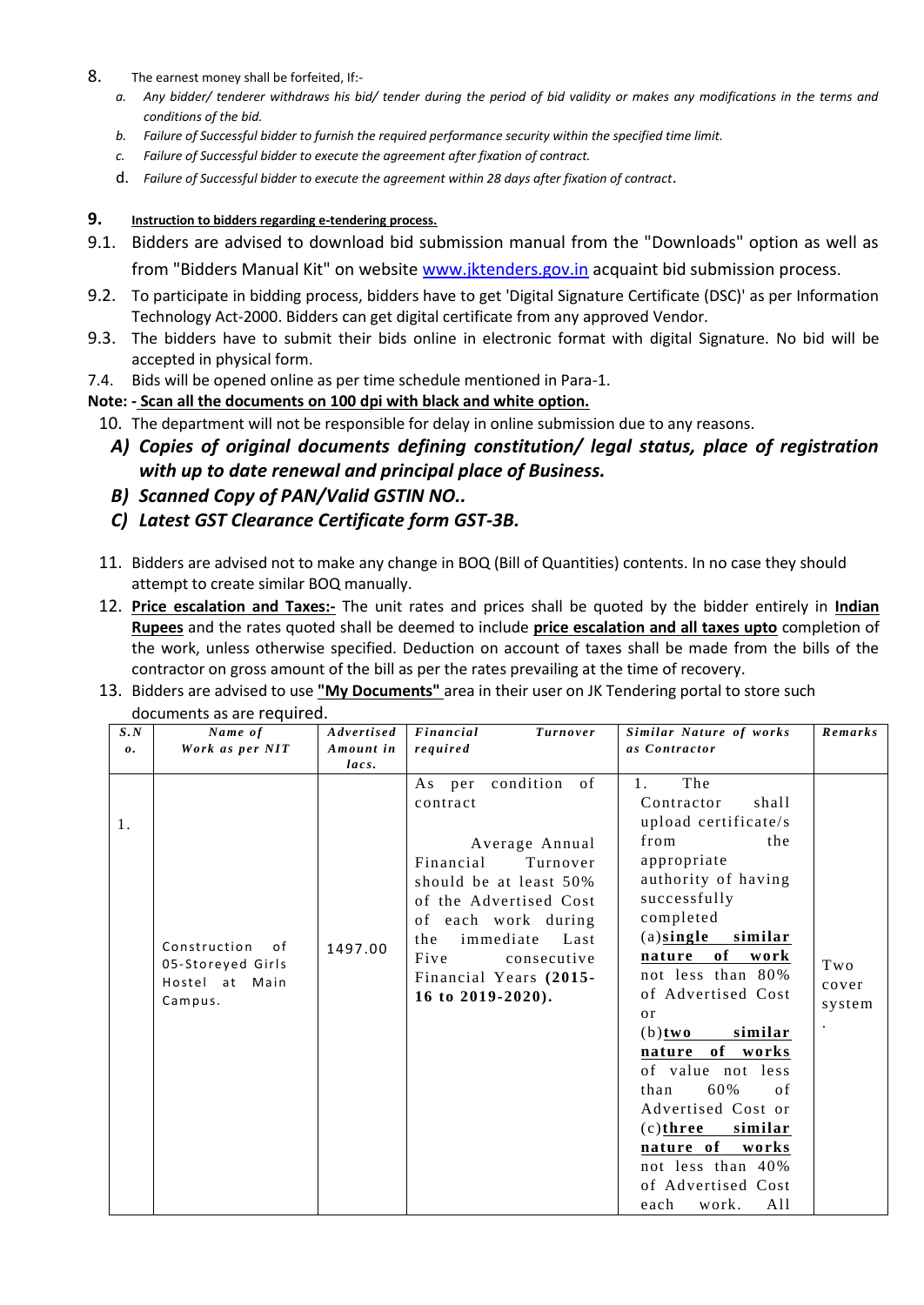8. The earnest money shall be forfeited, If:-

   a. *Any bidder/ tenderer withdraws his bid/ tender during the period of bid validity or makes any modifications in the terms and conditions of the bid.*
   b. *Failure of Successful bidder to furnish the required performance security within the specified time limit.*
   c. *Failure of Successful bidder to execute the agreement after fixation of contract.*
   d. *Failure of Successful bidder to execute the agreement within 28 days after fixation of contract.*

**9. <u>Instruction to bidders regarding e-tendering process.</u>**

9.1. Bidders are advised to download bid submission manual from the "Downloads" option as well as from "Bidders Manual Kit" on website www.jktenders.gov.in acquaint bid submission process.

9.2. To participate in bidding process, bidders have to get 'Digital Signature Certificate (DSC)' as per Information Technology Act-2000. Bidders can get digital certificate from any approved Vendor.

9.3. The bidders have to submit their bids online in electronic format with digital Signature. No bid will be accepted in physical form.

7.4. Bids will be opened online as per time schedule mentioned in Para-1.

**Note: - <u>Scan all the documents on 100 dpi with black and white option.</u>**

10. The department will not be responsible for delay in online submission due to any reasons.

    ***A) Copies of original documents defining constitution/ legal status, place of registration with up to date renewal and principal place of Business.***

    ***B) Scanned Copy of PAN/Valid GSTIN NO..***

    ***C) Latest GST Clearance Certificate form GST-3B.***

11. Bidders are advised not to make any change in BOQ (Bill of Quantities) contents. In no case they should attempt to create similar BOQ manually.

12. **<u>Price escalation and Taxes:-</u>** The unit rates and prices shall be quoted by the bidder entirely in **<u>Indian Rupees</u>** and the rates quoted shall be deemed to include **<u>price escalation and all taxes upto</u>** completion of the work, unless otherwise specified. Deduction on account of taxes shall be made from the bills of the contractor on gross amount of the bill as per the rates prevailing at the time of recovery.

13. Bidders are advised to use **<u>"My Documents"</u>** area in their user on JK Tendering portal to store such documents as are required.

| *S.No.* | *Name of Work as per NIT* | *Advertised Amount in lacs.* | *Financial Turnover required* | *Similar Nature of works as Contractor* | *Remarks* |
|---|---|---|---|---|---|
| 1. | Construction of 05-Storeyed Girls Hostel at Main Campus. | 1497.00 | As per condition of contract<br><br>Average Annual Financial Turnover should be at least 50% of the Advertised Cost of each work during the immediate Last Five consecutive Financial Years **(2015-16 to 2019-2020).** | 1. The Contractor shall upload certificate/s from the appropriate authority of having successfully completed (a)**<u>single similar nature of work</u>** not less than 80% of Advertised Cost or (b)**<u>two similar nature of works</u>** of value not less than 60% of Advertised Cost or (c)**<u>three similar nature of works</u>** not less than 40% of Advertised Cost each work. All | Two cover system. |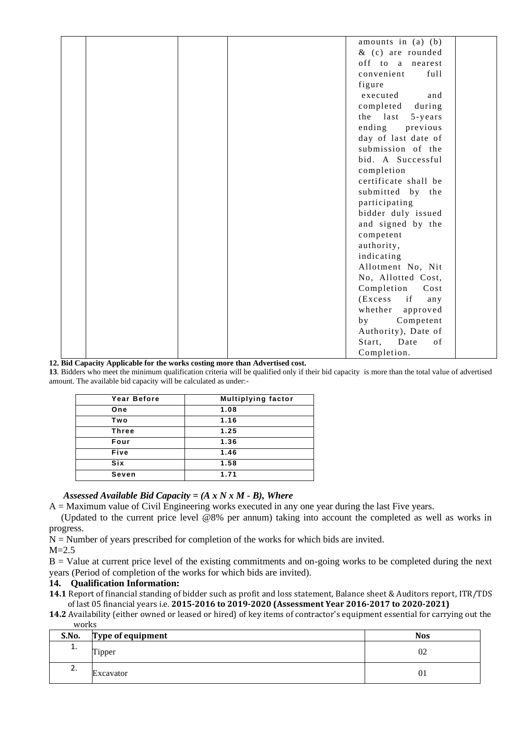| | | | | amounts in (a) (b) & (c) are rounded off to a nearest convenient full figure executed and completed during the last 5-years ending previous day of last date of submission of the bid. A Successful completion certificate shall be submitted by the participating bidder duly issued and signed by the competent authority, indicating Allotment No, Nit No, Allotted Cost, Completion Cost (Excess if any whether approved by Competent Authority), Date of Start, Date of Completion. | |
|---|---|---|---|---|---|

**12. Bid Capacity Applicable for the works costing more than Advertised cost.**

**13**. Bidders who meet the minimum qualification criteria will be qualified only if their bid capacity is more than the total value of advertised amount. The available bid capacity will be calculated as under:-

| Year Before | Multiplying factor |
|---|---|
| One | 1.08 |
| Two | 1.16 |
| Three | 1.25 |
| Four | 1.36 |
| Five | 1.46 |
| Six | 1.58 |
| Seven | 1.71 |

***Assessed Available Bid Capacity = (A x N x M - B), Where***

A = Maximum value of Civil Engineering works executed in any one year during the last Five years.

(Updated to the current price level @8% per annum) taking into account the completed as well as works in progress.

N = Number of years prescribed for completion of the works for which bids are invited.

M=2.5

B = Value at current price level of the existing commitments and on-going works to be completed during the next years (Period of completion of the works for which bids are invited).

**14. Qualification Information:**

**14.1** Report of financial standing of bidder such as profit and loss statement, Balance sheet & Auditors report, ITR/TDS of last 05 financial years i.e. **2015-2016 to 2019-2020 (Assessment Year 2016-2017 to 2020-2021)**

**14.2** Availability (either owned or leased or hired) of key items of contractor's equipment essential for carrying out the works

| S.No. | Type of equipment | Nos |
|---|---|---|
| 1. | Tipper | 02 |
| 2. | Excavator | 01 |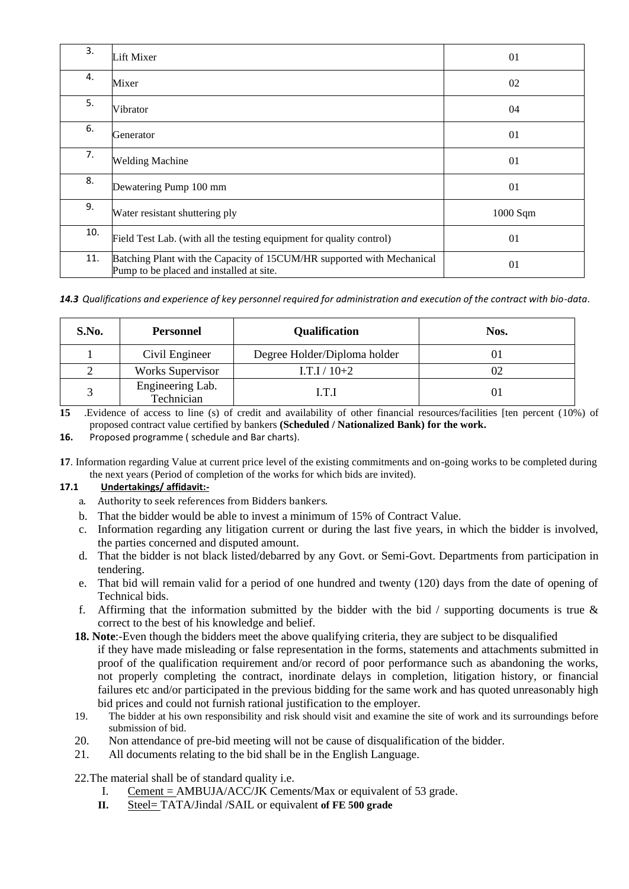| 3. | Lift Mixer | 01 |
|---|---|---|
| 4. | Mixer | 02 |
| 5. | Vibrator | 04 |
| 6. | Generator | 01 |
| 7. | Welding Machine | 01 |
| 8. | Dewatering Pump 100 mm | 01 |
| 9. | Water resistant shuttering ply | 1000 Sqm |
| 10. | Field Test Lab. (with all the testing equipment for quality control) | 01 |
| 11. | Batching Plant with the Capacity of 15CUM/HR supported with Mechanical Pump to be placed and installed at site. | 01 |

***14.3** Qualifications and experience of key personnel required for administration and execution of the contract with bio-data.*

| S.No. | Personnel | Qualification | Nos. |
|---|---|---|---|
| 1 | Civil Engineer | Degree Holder/Diploma holder | 01 |
| 2 | Works Supervisor | I.T.I / 10+2 | 02 |
| 3 | Engineering Lab. Technician | I.T.I | 01 |

**15** .Evidence of access to line (s) of credit and availability of other financial resources/facilities [ten percent (10%) of proposed contract value certified by bankers **(Scheduled / Nationalized Bank) for the work.**

**16.** Proposed programme ( schedule and Bar charts).

**17**. Information regarding Value at current price level of the existing commitments and on-going works to be completed during the next years (Period of completion of the works for which bids are invited).

**17.1 Undertakings/ affidavit:-**

a. Authority to seek references from Bidders bankers.
b. That the bidder would be able to invest a minimum of 15% of Contract Value.
c. Information regarding any litigation current or during the last five years, in which the bidder is involved, the parties concerned and disputed amount.
d. That the bidder is not black listed/debarred by any Govt. or Semi-Govt. Departments from participation in tendering.
e. That bid will remain valid for a period of one hundred and twenty (120) days from the date of opening of Technical bids.
f. Affirming that the information submitted by the bidder with the bid / supporting documents is true & correct to the best of his knowledge and belief.

**18. Note**:-Even though the bidders meet the above qualifying criteria, they are subject to be disqualified if they have made misleading or false representation in the forms, statements and attachments submitted in proof of the qualification requirement and/or record of poor performance such as abandoning the works, not properly completing the contract, inordinate delays in completion, litigation history, or financial failures etc and/or participated in the previous bidding for the same work and has quoted unreasonably high bid prices and could not furnish rational justification to the employer.

19. The bidder at his own responsibility and risk should visit and examine the site of work and its surroundings before submission of bid.

20. Non attendance of pre-bid meeting will not be cause of disqualification of the bidder.

21. All documents relating to the bid shall be in the English Language.

22.The material shall be of standard quality i.e.

I. Cement = AMBUJA/ACC/JK Cements/Max or equivalent of 53 grade.

**II.** Steel= TATA/Jindal /SAIL or equivalent **of FE 500 grade**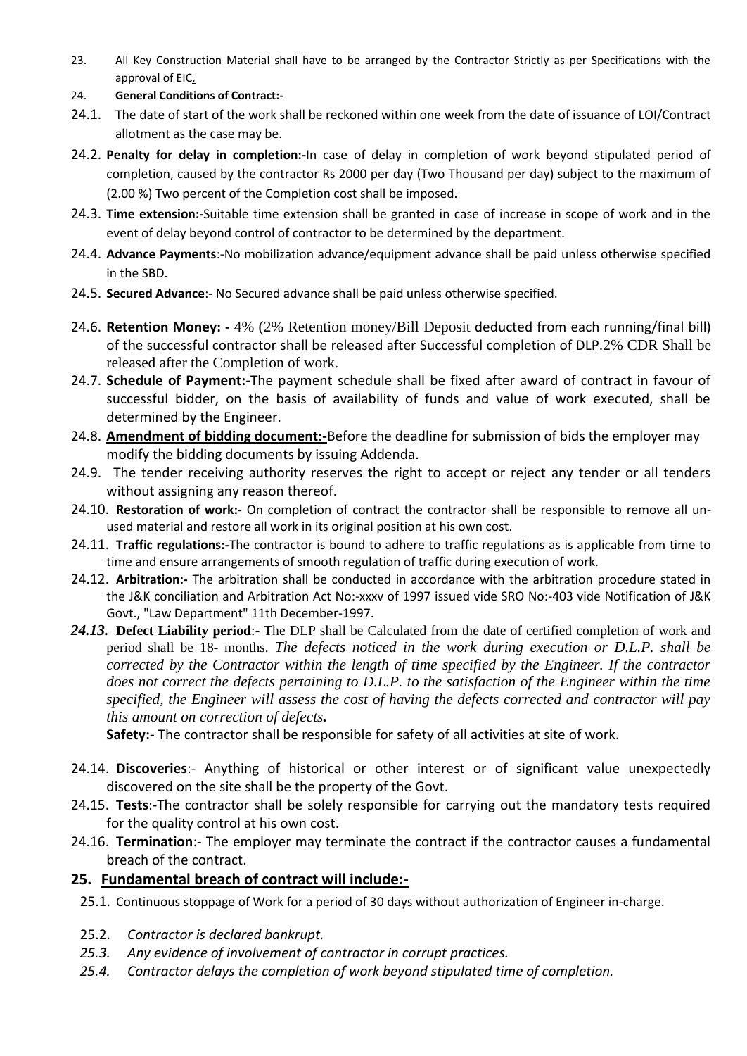23. All Key Construction Material shall have to be arranged by the Contractor Strictly as per Specifications with the approval of EIC.

24. **General Conditions of Contract:-**

24.1. The date of start of the work shall be reckoned within one week from the date of issuance of LOI/Contract allotment as the case may be.

24.2. **Penalty for delay in completion:-**In case of delay in completion of work beyond stipulated period of completion, caused by the contractor Rs 2000 per day (Two Thousand per day) subject to the maximum of (2.00 %) Two percent of the Completion cost shall be imposed.

24.3. **Time extension:-**Suitable time extension shall be granted in case of increase in scope of work and in the event of delay beyond control of contractor to be determined by the department.

24.4. **Advance Payments**:-No mobilization advance/equipment advance shall be paid unless otherwise specified in the SBD.

24.5. **Secured Advance**:- No Secured advance shall be paid unless otherwise specified.

24.6. **Retention Money: -** 4% (2% Retention money/Bill Deposit deducted from each running/final bill) of the successful contractor shall be released after Successful completion of DLP.2% CDR Shall be released after the Completion of work.

24.7. **Schedule of Payment:-**The payment schedule shall be fixed after award of contract in favour of successful bidder, on the basis of availability of funds and value of work executed, shall be determined by the Engineer.

24.8. **Amendment of bidding document:-**Before the deadline for submission of bids the employer may modify the bidding documents by issuing Addenda.

24.9. The tender receiving authority reserves the right to accept or reject any tender or all tenders without assigning any reason thereof.

24.10. **Restoration of work:-** On completion of contract the contractor shall be responsible to remove all un-used material and restore all work in its original position at his own cost.

24.11. **Traffic regulations:-**The contractor is bound to adhere to traffic regulations as is applicable from time to time and ensure arrangements of smooth regulation of traffic during execution of work.

24.12. **Arbitration:-** The arbitration shall be conducted in accordance with the arbitration procedure stated in the J&K conciliation and Arbitration Act No:-xxxv of 1997 issued vide SRO No:-403 vide Notification of J&K Govt., "Law Department" 11th December-1997.

***24.13.*** **Defect Liability period**:- The DLP shall be Calculated from the date of certified completion of work and period shall be 18- months. *The defects noticed in the work during execution or D.L.P. shall be corrected by the Contractor within the length of time specified by the Engineer. If the contractor does not correct the defects pertaining to D.L.P. to the satisfaction of the Engineer within the time specified, the Engineer will assess the cost of having the defects corrected and contractor will pay this amount on correction of defects.*

**Safety:-** The contractor shall be responsible for safety of all activities at site of work.

24.14. **Discoveries**:- Anything of historical or other interest or of significant value unexpectedly discovered on the site shall be the property of the Govt.

24.15. **Tests**:-The contractor shall be solely responsible for carrying out the mandatory tests required for the quality control at his own cost.

24.16. **Termination**:- The employer may terminate the contract if the contractor causes a fundamental breach of the contract.

## 25. Fundamental breach of contract will include:-

25.1. Continuous stoppage of Work for a period of 30 days without authorization of Engineer in-charge.

25.2. *Contractor is declared bankrupt.*

*25.3. Any evidence of involvement of contractor in corrupt practices.*

*25.4. Contractor delays the completion of work beyond stipulated time of completion.*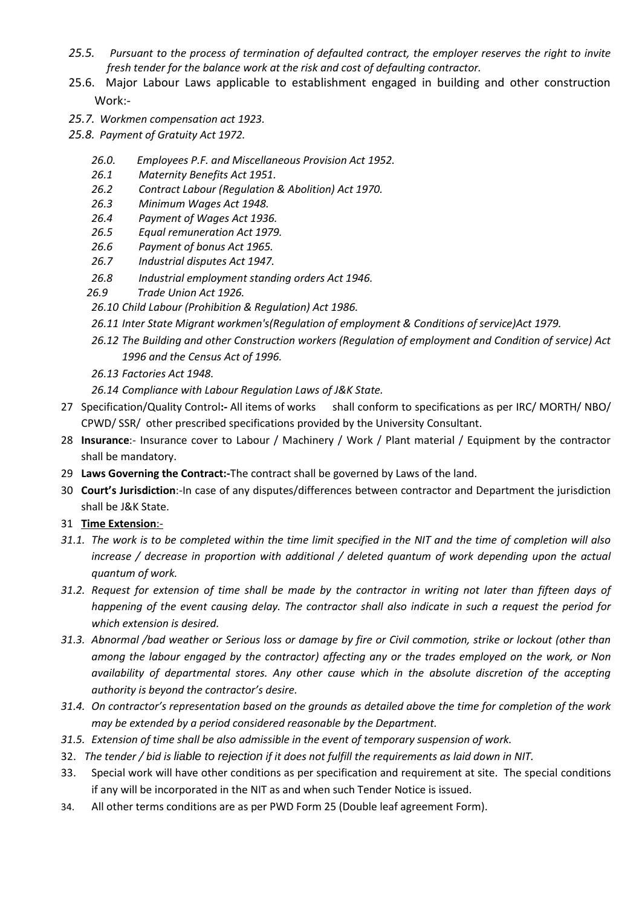*25.5. Pursuant to the process of termination of defaulted contract, the employer reserves the right to invite fresh tender for the balance work at the risk and cost of defaulting contractor.*

25.6. Major Labour Laws applicable to establishment engaged in building and other construction Work:-

*25.7. Workmen compensation act 1923.*

*25.8. Payment of Gratuity Act 1972.*

*26.0. Employees P.F. and Miscellaneous Provision Act 1952.*

*26.1 Maternity Benefits Act 1951.*

*26.2 Contract Labour (Regulation & Abolition) Act 1970.*

*26.3 Minimum Wages Act 1948.*

*26.4 Payment of Wages Act 1936.*

*26.5 Equal remuneration Act 1979.*

*26.6 Payment of bonus Act 1965.*

*26.7 Industrial disputes Act 1947.*

*26.8 Industrial employment standing orders Act 1946.*

*26.9 Trade Union Act 1926.*

*26.10 Child Labour (Prohibition & Regulation) Act 1986.*

*26.11 Inter State Migrant workmen's(Regulation of employment & Conditions of service)Act 1979.*

*26.12 The Building and other Construction workers (Regulation of employment and Condition of service) Act 1996 and the Census Act of 1996.*

*26.13 Factories Act 1948.*

*26.14 Compliance with Labour Regulation Laws of J&K State.*

27 Specification/Quality Control**:-** All items of works shall conform to specifications as per IRC/ MORTH/ NBO/ CPWD/ SSR/ other prescribed specifications provided by the University Consultant.

28 **Insurance**:- Insurance cover to Labour / Machinery / Work / Plant material / Equipment by the contractor shall be mandatory.

29 **Laws Governing the Contract:-**The contract shall be governed by Laws of the land.

30 **Court's Jurisdiction**:-In case of any disputes/differences between contractor and Department the jurisdiction shall be J&K State.

31 **<u>Time Extension</u>**:-

*31.1. The work is to be completed within the time limit specified in the NIT and the time of completion will also increase / decrease in proportion with additional / deleted quantum of work depending upon the actual quantum of work.*

*31.2. Request for extension of time shall be made by the contractor in writing not later than fifteen days of happening of the event causing delay. The contractor shall also indicate in such a request the period for which extension is desired.*

*31.3. Abnormal /bad weather or Serious loss or damage by fire or Civil commotion, strike or lockout (other than among the labour engaged by the contractor) affecting any or the trades employed on the work, or Non availability of departmental stores. Any other cause which in the absolute discretion of the accepting authority is beyond the contractor's desire.*

*31.4. On contractor's representation based on the grounds as detailed above the time for completion of the work may be extended by a period considered reasonable by the Department.*

*31.5. Extension of time shall be also admissible in the event of temporary suspension of work.*

32. *The tender / bid is liable to rejection if it does not fulfill the requirements as laid down in NIT.*

33. Special work will have other conditions as per specification and requirement at site. The special conditions if any will be incorporated in the NIT as and when such Tender Notice is issued.

34. All other terms conditions are as per PWD Form 25 (Double leaf agreement Form).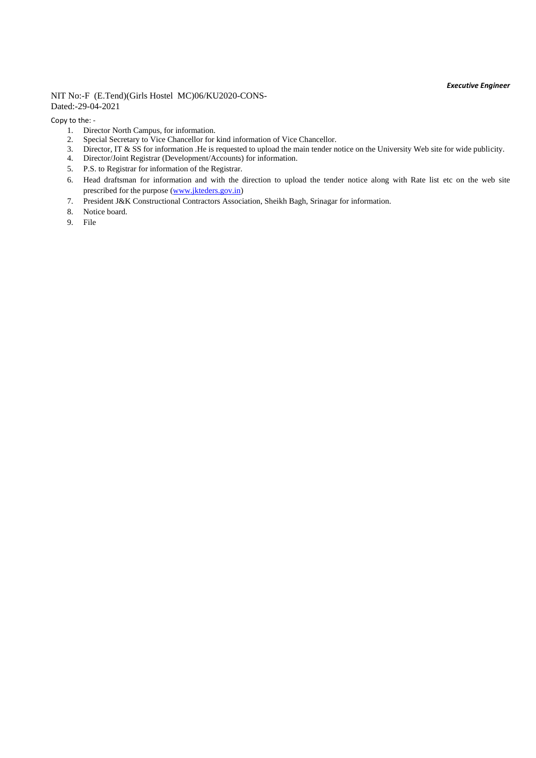***Executive Engineer***

NIT No:-F (E.Tend)(Girls Hostel MC)06/KU2020-CONS-
Dated:-29-04-2021

Copy to the: -

1. Director North Campus, for information.
2. Special Secretary to Vice Chancellor for kind information of Vice Chancellor.
3. Director, IT & SS for information .He is requested to upload the main tender notice on the University Web site for wide publicity.
4. Director/Joint Registrar (Development/Accounts) for information.
5. P.S. to Registrar for information of the Registrar.
6. Head draftsman for information and with the direction to upload the tender notice along with Rate list etc on the web site prescribed for the purpose (www.jkteders.gov.in)
7. President J&K Constructional Contractors Association, Sheikh Bagh, Srinagar for information.
8. Notice board.
9. File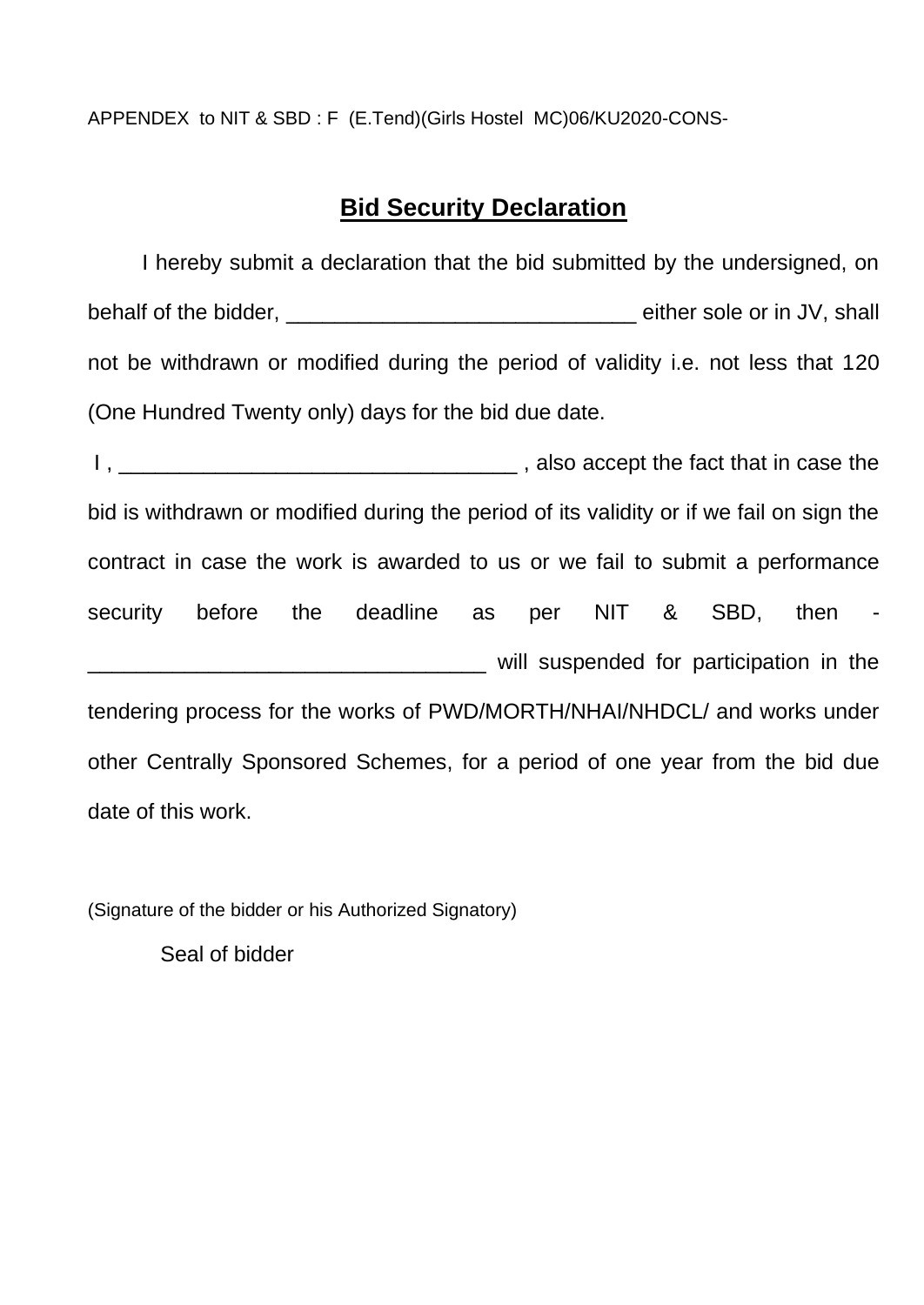APPENDEX to NIT & SBD : F (E.Tend)(Girls Hostel MC)06/KU2020-CONS-

## Bid Security Declaration

I hereby submit a declaration that the bid submitted by the undersigned, on behalf of the bidder, _____________________________ either sole or in JV, shall not be withdrawn or modified during the period of validity i.e. not less that 120 (One Hundred Twenty only) days for the bid due date.

I , _________________________________ , also accept the fact that in case the bid is withdrawn or modified during the period of its validity or if we fail on sign the contract in case the work is awarded to us or we fail to submit a performance security before the deadline as per NIT & SBD, then - _________________________________ will suspended for participation in the tendering process for the works of PWD/MORTH/NHAI/NHDCL/ and works under other Centrally Sponsored Schemes, for a period of one year from the bid due date of this work.

(Signature of the bidder or his Authorized Signatory)

Seal of bidder